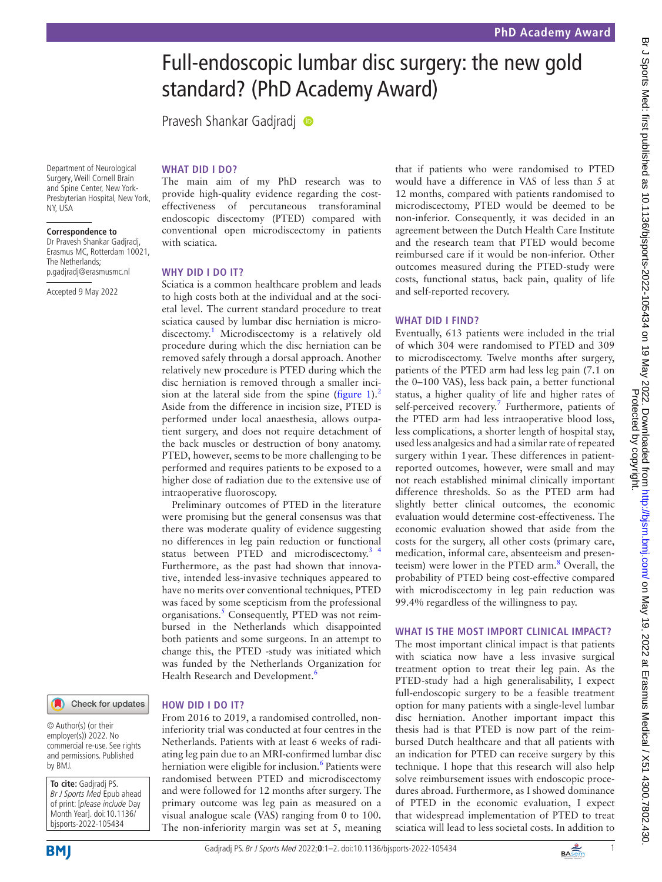# Full-endoscopic lumbar disc surgery: the new gold standard? (PhD Academy Award)

Pravesh Shankar Gadjradj

Department of Neurological Surgery, Weill Cornell Brain and Spine Center, New York-Presbyterian Hospital, New York, NY, USA

**Correspondence to**
Dr Pravesh Shankar Gadjradj, Erasmus MC, Rotterdam 10021, The Netherlands; p.gadjradj@erasmusmc.nl

Accepted 9 May 2022

© Author(s) (or their employer(s)) 2022. No commercial re-use. See rights and permissions. Published by BMJ.

**To cite:** Gadjradj PS. *Br J Sports Med* Epub ahead of print: [*please include* Day Month Year]. doi:10.1136/bjsports-2022-105434

## WHAT DID I DO?

The main aim of my PhD research was to provide high-quality evidence regarding the cost-effectiveness of percutaneous transforaminal endoscopic discectomy (PTED) compared with conventional open microdiscectomy in patients with sciatica.

## WHY DID I DO IT?

Sciatica is a common healthcare problem and leads to high costs both at the individual and at the societal level. The current standard procedure to treat sciatica caused by lumbar disc herniation is microdiscectomy.[1] Microdiscectomy is a relatively old procedure during which the disc herniation can be removed safely through a dorsal approach. Another relatively new procedure is PTED during which the disc herniation is removed through a smaller incision at the lateral side from the spine (figure 1).[2] Aside from the difference in incision size, PTED is performed under local anaesthesia, allows outpatient surgery, and does not require detachment of the back muscles or destruction of bony anatomy. PTED, however, seems to be more challenging to be performed and requires patients to be exposed to a higher dose of radiation due to the extensive use of intraoperative fluoroscopy.

Preliminary outcomes of PTED in the literature were promising but the general consensus was that there was moderate quality of evidence suggesting no differences in leg pain reduction or functional status between PTED and microdiscectomy.[3 4] Furthermore, as the past had shown that innovative, intended less-invasive techniques appeared to have no merits over conventional techniques, PTED was faced by some scepticism from the professional organisations.[5] Consequently, PTED was not reimbursed in the Netherlands which disappointed both patients and some surgeons. In an attempt to change this, the PTED -study was initiated which was funded by the Netherlands Organization for Health Research and Development.[6]

## HOW DID I DO IT?

From 2016 to 2019, a randomised controlled, non-inferiority trial was conducted at four centres in the Netherlands. Patients with at least 6 weeks of radiating leg pain due to an MRI-confirmed lumbar disc herniation were eligible for inclusion.[6] Patients were randomised between PTED and microdiscectomy and were followed for 12 months after surgery. The primary outcome was leg pain as measured on a visual analogue scale (VAS) ranging from 0 to 100. The non-inferiority margin was set at 5, meaning that if patients who were randomised to PTED would have a difference in VAS of less than 5 at 12 months, compared with patients randomised to microdiscectomy, PTED would be deemed to be non-inferior. Consequently, it was decided in an agreement between the Dutch Health Care Institute and the research team that PTED would become reimbursed care if it would be non-inferior. Other outcomes measured during the PTED-study were costs, functional status, back pain, quality of life and self-reported recovery.

## WHAT DID I FIND?

Eventually, 613 patients were included in the trial of which 304 were randomised to PTED and 309 to microdiscectomy. Twelve months after surgery, patients of the PTED arm had less leg pain (7.1 on the 0–100 VAS), less back pain, a better functional status, a higher quality of life and higher rates of self-perceived recovery.[7] Furthermore, patients of the PTED arm had less intraoperative blood loss, less complications, a shorter length of hospital stay, used less analgesics and had a similar rate of repeated surgery within 1 year. These differences in patient-reported outcomes, however, were small and may not reach established minimal clinically important difference thresholds. So as the PTED arm had slightly better clinical outcomes, the economic evaluation would determine cost-effectiveness. The economic evaluation showed that aside from the costs for the surgery, all other costs (primary care, medication, informal care, absenteeism and presenteeism) were lower in the PTED arm.[8] Overall, the probability of PTED being cost-effective compared with microdiscectomy in leg pain reduction was 99.4% regardless of the willingness to pay.

## WHAT IS THE MOST IMPORT CLINICAL IMPACT?

The most important clinical impact is that patients with sciatica now have a less invasive surgical treatment option to treat their leg pain. As the PTED-study had a high generalisability, I expect full-endoscopic surgery to be a feasible treatment option for many patients with a single-level lumbar disc herniation. Another important impact this thesis had is that PTED is now part of the reimbursed Dutch healthcare and that all patients with an indication for PTED can receive surgery by this technique. I hope that this research will also help solve reimbursement issues with endoscopic procedures abroad. Furthermore, as I showed dominance of PTED in the economic evaluation, I expect that widespread implementation of PTED to treat sciatica will lead to less societal costs. In addition to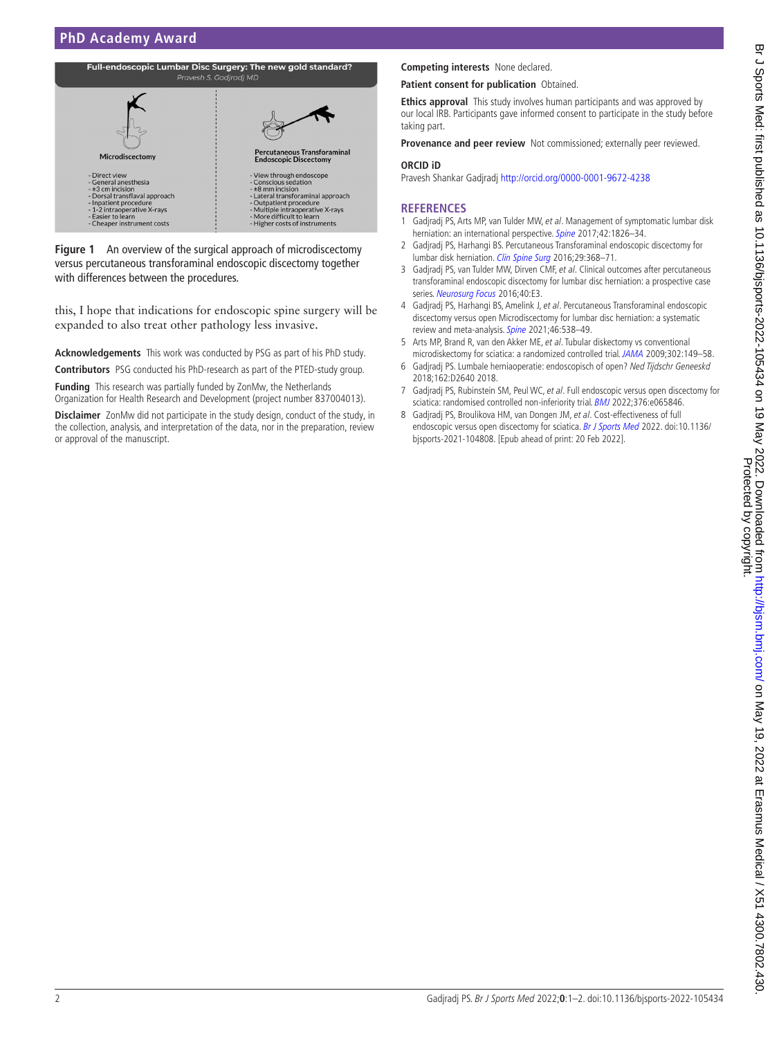Full-endoscopic Lumbar Disc Surgery: The new gold standard?
Pravesh S. Gadjradj MD

Microdiscectomy

- Direct view
- General anesthesia
- ±3 cm incision
- Dorsal transflaval approach
- Inpatient procedure
- 1-2 intraoperative X-rays
- Easier to learn
- Cheaper instrument costs

Percutaneous Transforaminal Endoscopic Discectomy

- View through endoscope
- Conscious sedation
- ±8 mm incision
- Lateral transforaminal approach
- Outpatient procedure
- Multiple intraoperative X-rays
- More difficult to learn
- Higher costs of instruments

**Figure 1** An overview of the surgical approach of microdiscectomy versus percutaneous transforaminal endoscopic discectomy together with differences between the procedures.

this, I hope that indications for endoscopic spine surgery will be expanded to also treat other pathology less invasive.

**Acknowledgements** This work was conducted by PSG as part of his PhD study.

**Contributors** PSG conducted his PhD-research as part of the PTED-study group.

**Funding** This research was partially funded by ZonMw, the Netherlands Organization for Health Research and Development (project number 837004013).

**Disclaimer** ZonMw did not participate in the study design, conduct of the study, in the collection, analysis, and interpretation of the data, nor in the preparation, review or approval of the manuscript.

**Competing interests** None declared.

**Patient consent for publication** Obtained.

**Ethics approval** This study involves human participants and was approved by our local IRB. Participants gave informed consent to participate in the study before taking part.

**Provenance and peer review** Not commissioned; externally peer reviewed.

**ORCID iD**

Pravesh Shankar Gadjradj http://orcid.org/0000-0001-9672-4238

## REFERENCES

1. Gadjradj PS, Arts MP, van Tulder MW, *et al*. Management of symptomatic lumbar disk herniation: an international perspective. *Spine* 2017;42:1826–34.
2. Gadjradj PS, Harhangi BS. Percutaneous Transforaminal endoscopic discectomy for lumbar disk herniation. *Clin Spine Surg* 2016;29:368–71.
3. Gadjradj PS, van Tulder MW, Dirven CMF, *et al*. Clinical outcomes after percutaneous transforaminal endoscopic discectomy for lumbar disc herniation: a prospective case series. *Neurosurg Focus* 2016;40:E3.
4. Gadjradj PS, Harhangi BS, Amelink J, *et al*. Percutaneous Transforaminal endoscopic discectomy versus open Microdiscectomy for lumbar disc herniation: a systematic review and meta-analysis. *Spine* 2021;46:538–49.
5. Arts MP, Brand R, van den Akker ME, *et al*. Tubular diskectomy vs conventional microdiskectomy for sciatica: a randomized controlled trial. *JAMA* 2009;302:149–58.
6. Gadjradj PS. Lumbale herniaoperatie: endoscopisch of open? *Ned Tijdschr Geneeskd* 2018;162:D2640 2018.
7. Gadjradj PS, Rubinstein SM, Peul WC, *et al*. Full endoscopic versus open discectomy for sciatica: randomised controlled non-inferiority trial. *BMJ* 2022;376:e065846.
8. Gadjradj PS, Broulikova HM, van Dongen JM, *et al*. Cost-effectiveness of full endoscopic versus open discectomy for sciatica. *Br J Sports Med* 2022. doi:10.1136/bjsports-2021-104808. [Epub ahead of print: 20 Feb 2022].